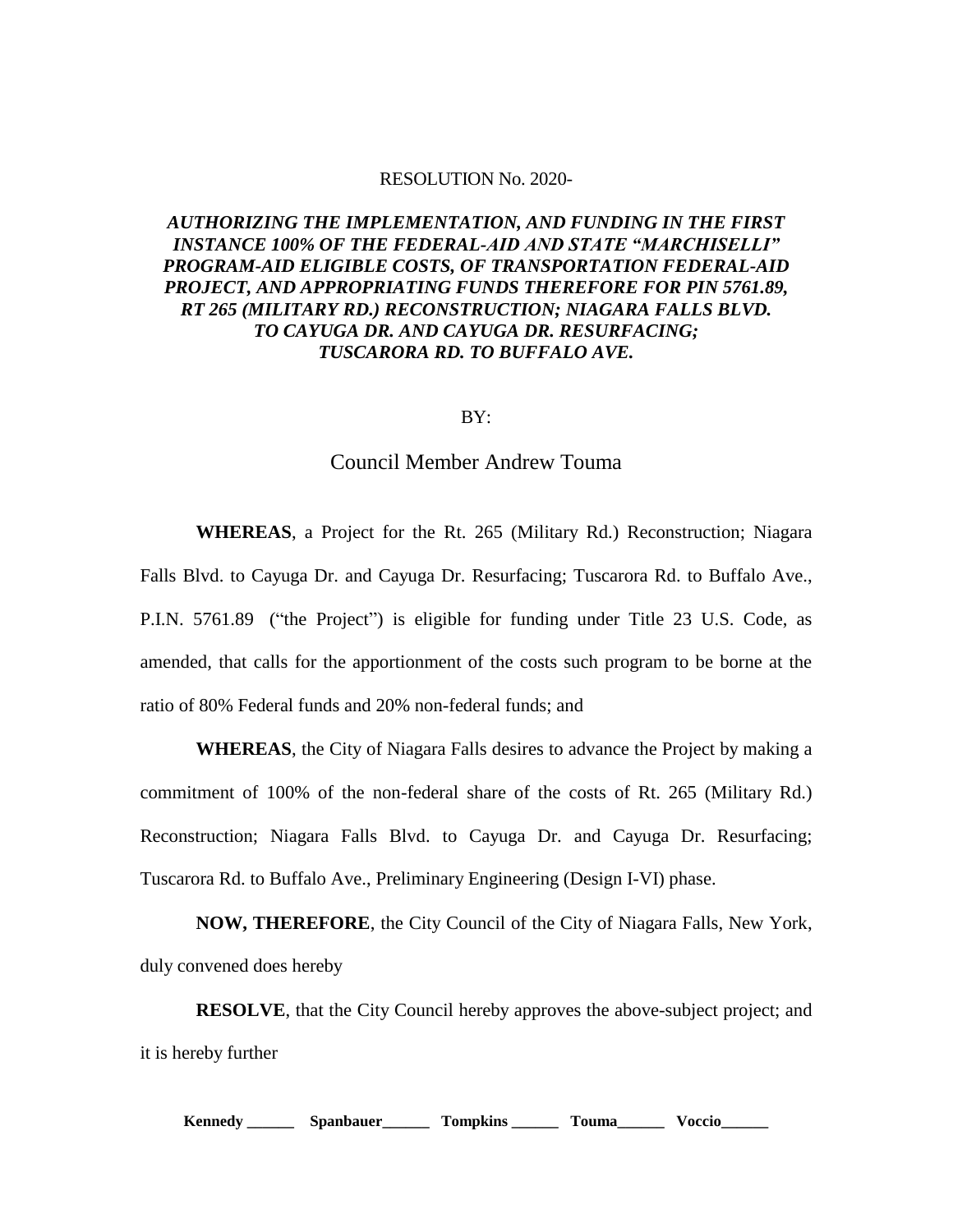RESOLUTION No. 2020-

***AUTHORIZING THE IMPLEMENTATION, AND FUNDING IN THE FIRST INSTANCE 100% OF THE FEDERAL-AID AND STATE "MARCHISELLI" PROGRAM-AID ELIGIBLE COSTS, OF TRANSPORTATION FEDERAL-AID PROJECT, AND APPROPRIATING FUNDS THEREFORE FOR PIN 5761.89, RT 265 (MILITARY RD.) RECONSTRUCTION; NIAGARA FALLS BLVD. TO CAYUGA DR. AND CAYUGA DR. RESURFACING; TUSCARORA RD. TO BUFFALO AVE.***

BY:

Council Member Andrew Touma

**WHEREAS**, a Project for the Rt. 265 (Military Rd.) Reconstruction; Niagara Falls Blvd. to Cayuga Dr. and Cayuga Dr. Resurfacing; Tuscarora Rd. to Buffalo Ave., P.I.N. 5761.89 ("the Project") is eligible for funding under Title 23 U.S. Code, as amended, that calls for the apportionment of the costs such program to be borne at the ratio of 80% Federal funds and 20% non-federal funds; and

**WHEREAS**, the City of Niagara Falls desires to advance the Project by making a commitment of 100% of the non-federal share of the costs of Rt. 265 (Military Rd.) Reconstruction; Niagara Falls Blvd. to Cayuga Dr. and Cayuga Dr. Resurfacing; Tuscarora Rd. to Buffalo Ave., Preliminary Engineering (Design I-VI) phase.

**NOW, THEREFORE**, the City Council of the City of Niagara Falls, New York, duly convened does hereby

**RESOLVE**, that the City Council hereby approves the above-subject project; and it is hereby further

**Kennedy ______ Spanbauer______ Tompkins ______ Touma______ Voccio______**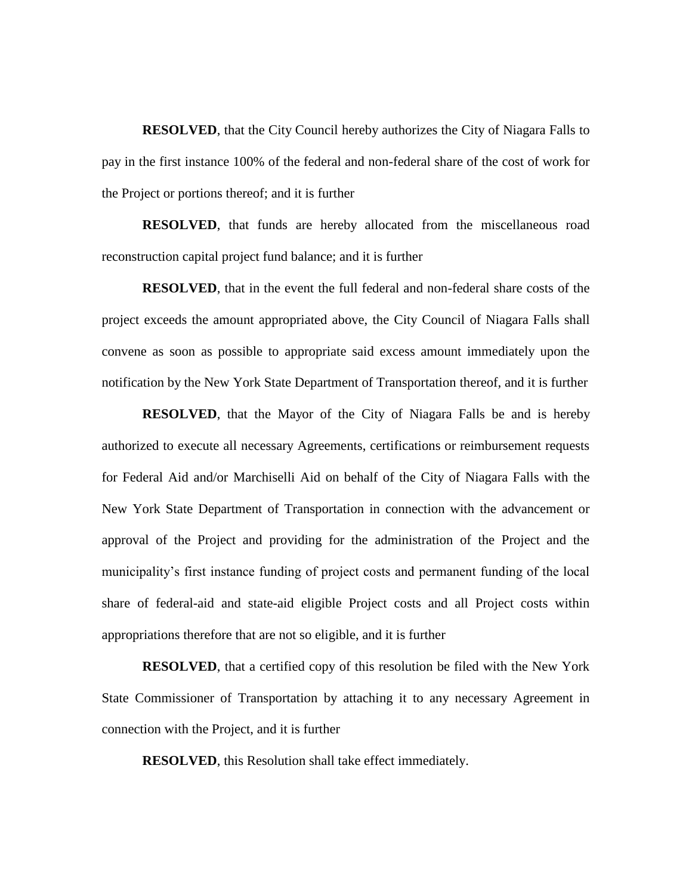**RESOLVED**, that the City Council hereby authorizes the City of Niagara Falls to pay in the first instance 100% of the federal and non-federal share of the cost of work for the Project or portions thereof; and it is further

**RESOLVED**, that funds are hereby allocated from the miscellaneous road reconstruction capital project fund balance; and it is further

**RESOLVED**, that in the event the full federal and non-federal share costs of the project exceeds the amount appropriated above, the City Council of Niagara Falls shall convene as soon as possible to appropriate said excess amount immediately upon the notification by the New York State Department of Transportation thereof, and it is further

**RESOLVED**, that the Mayor of the City of Niagara Falls be and is hereby authorized to execute all necessary Agreements, certifications or reimbursement requests for Federal Aid and/or Marchiselli Aid on behalf of the City of Niagara Falls with the New York State Department of Transportation in connection with the advancement or approval of the Project and providing for the administration of the Project and the municipality's first instance funding of project costs and permanent funding of the local share of federal-aid and state-aid eligible Project costs and all Project costs within appropriations therefore that are not so eligible, and it is further

**RESOLVED**, that a certified copy of this resolution be filed with the New York State Commissioner of Transportation by attaching it to any necessary Agreement in connection with the Project, and it is further

**RESOLVED**, this Resolution shall take effect immediately.